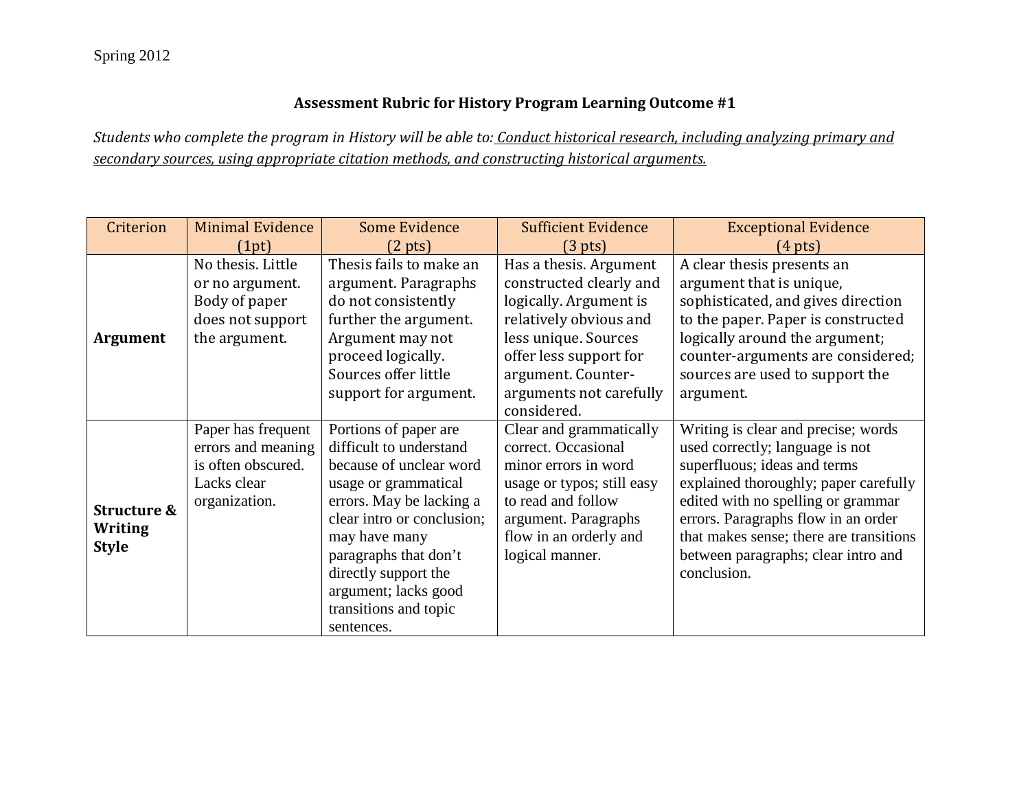Spring 2012

## Assessment Rubric for History Program Learning Outcome #1

*Students who complete the program in History will be able to: Conduct historical research, including analyzing primary and secondary sources, using appropriate citation methods, and constructing historical arguments.*

| Criterion | Minimal Evidence (1pt) | Some Evidence (2 pts) | Sufficient Evidence (3 pts) | Exceptional Evidence (4 pts) |
|---|---|---|---|---|
| **Argument** | No thesis. Little or no argument. Body of paper does not support the argument. | Thesis fails to make an argument. Paragraphs do not consistently further the argument. Argument may not proceed logically. Sources offer little support for argument. | Has a thesis. Argument constructed clearly and logically. Argument is relatively obvious and less unique. Sources offer less support for argument. Counter-arguments not carefully considered. | A clear thesis presents an argument that is unique, sophisticated, and gives direction to the paper. Paper is constructed logically around the argument; counter-arguments are considered; sources are used to support the argument. |
| **Structure & Writing Style** | Paper has frequent errors and meaning is often obscured. Lacks clear organization. | Portions of paper are difficult to understand because of unclear word usage or grammatical errors. May be lacking a clear intro or conclusion; may have many paragraphs that don't directly support the argument; lacks good transitions and topic sentences. | Clear and grammatically correct. Occasional minor errors in word usage or typos; still easy to read and follow argument. Paragraphs flow in an orderly and logical manner. | Writing is clear and precise; words used correctly; language is not superfluous; ideas and terms explained thoroughly; paper carefully edited with no spelling or grammar errors. Paragraphs flow in an order that makes sense; there are transitions between paragraphs; clear intro and conclusion. |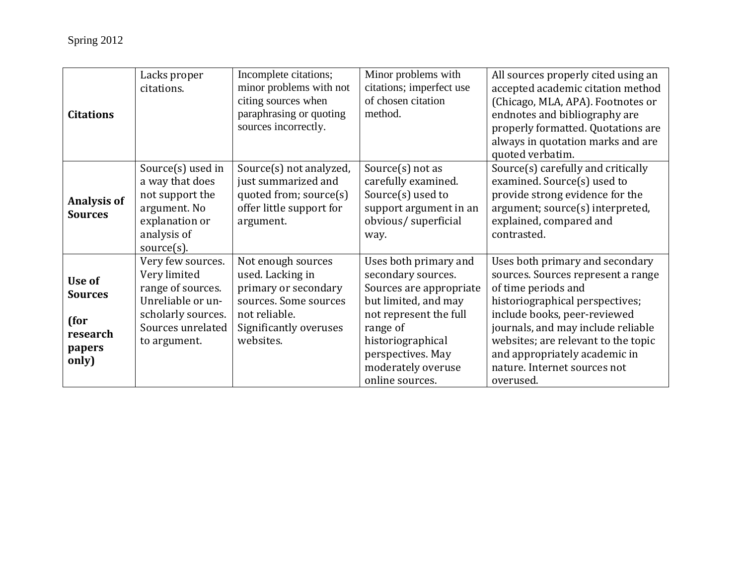| | | | | |
|---|---|---|---|---|
| **Citations** | Lacks proper citations. | Incomplete citations; minor problems with not citing sources when paraphrasing or quoting sources incorrectly. | Minor problems with citations; imperfect use of chosen citation method. | All sources properly cited using an accepted academic citation method (Chicago, MLA, APA). Footnotes or endnotes and bibliography are properly formatted. Quotations are always in quotation marks and are quoted verbatim. |
| **Analysis of Sources** | Source(s) used in a way that does not support the argument. No explanation or analysis of source(s). | Source(s) not analyzed, just summarized and quoted from; source(s) offer little support for argument. | Source(s) not as carefully examined. Source(s) used to support argument in an obvious/ superficial way. | Source(s) carefully and critically examined. Source(s) used to provide strong evidence for the argument; source(s) interpreted, explained, compared and contrasted. |
| **Use of Sources (for research papers only)** | Very few sources. Very limited range of sources. Unreliable or un-scholarly sources. Sources unrelated to argument. | Not enough sources used. Lacking in primary or secondary sources. Some sources not reliable. Significantly overuses websites. | Uses both primary and secondary sources. Sources are appropriate but limited, and may not represent the full range of historiographical perspectives. May moderately overuse online sources. | Uses both primary and secondary sources. Sources represent a range of time periods and historiographical perspectives; include books, peer-reviewed journals, and may include reliable websites; are relevant to the topic and appropriately academic in nature. Internet sources not overused. |